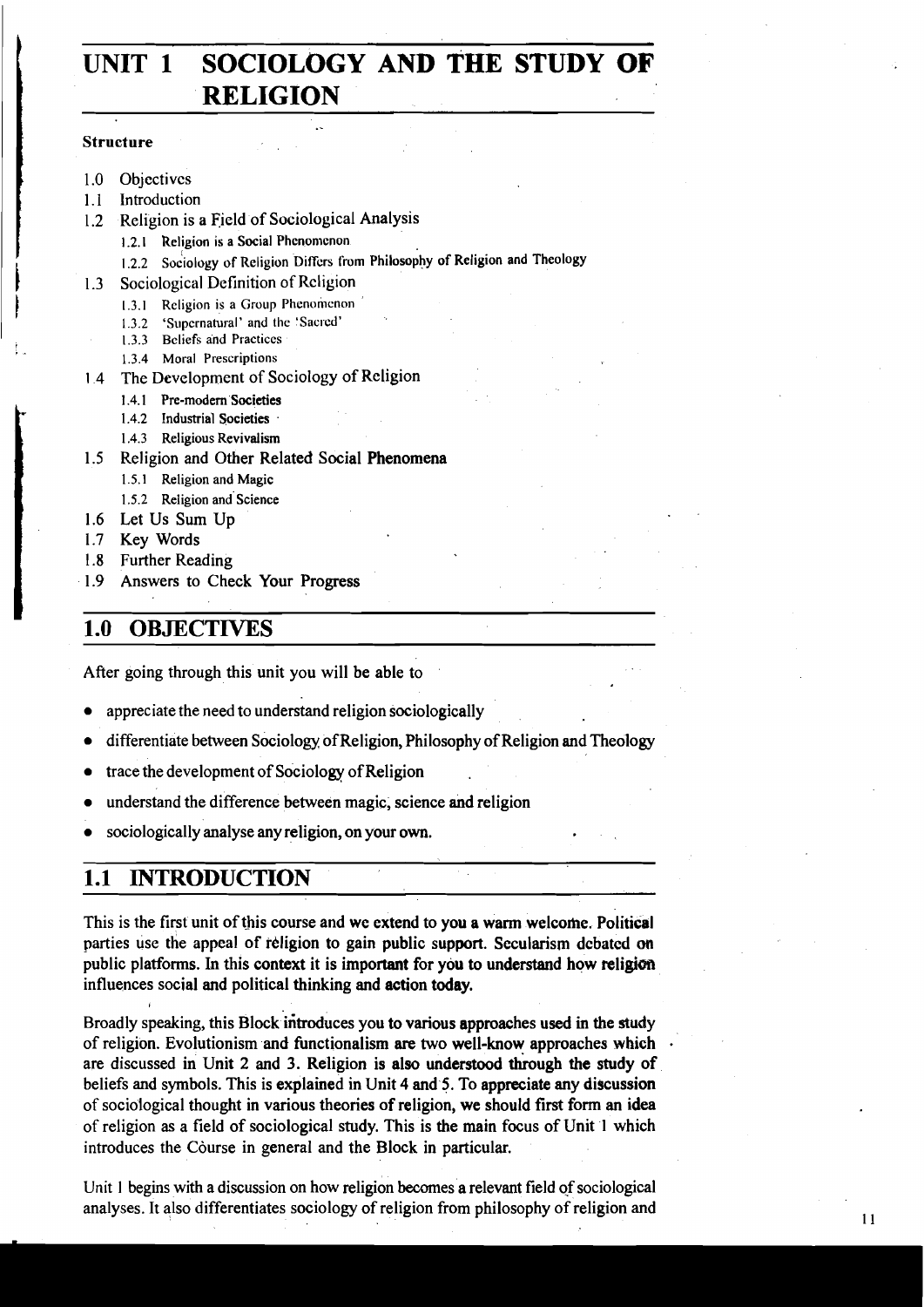# UNIT 1 SOCIOLOGY AND THE STUDY OF RELIGION

**Structure**

1.0 Objectives
1.1 Introduction
1.2 Religion is a Field of Sociological Analysis
   1.2.1 Religion is a Social Phenomenon
   1.2.2 Sociology of Religion Differs from Philosophy of Religion and Theology
1.3 Sociological Definition of Religion
   1.3.1 Religion is a Group Phenomenon
   1.3.2 'Supernatural' and the 'Sacred'
   1.3.3 Beliefs and Practices
   1.3.4 Moral Prescriptions
1.4 The Development of Sociology of Religion
   1.4.1 Pre-modern Societies
   1.4.2 Industrial Societies
   1.4.3 Religious Revivalism
1.5 Religion and Other Related Social Phenomena
   1.5.1 Religion and Magic
   1.5.2 Religion and Science
1.6 Let Us Sum Up
1.7 Key Words
1.8 Further Reading
1.9 Answers to Check Your Progress

## 1.0 OBJECTIVES

After going through this unit you will be able to

- appreciate the need to understand religion sociologically
- differentiate between Sociology of Religion, Philosophy of Religion and Theology
- trace the development of Sociology of Religion
- understand the difference between magic, science and religion
- sociologically analyse any religion, on your own.

## 1.1 INTRODUCTION

This is the first unit of this course and we extend to you a warm welcome. Political parties use the appeal of religion to gain public support. Secularism debated on public platforms. In this context it is important for you to understand how religion influences social and political thinking and action today.

Broadly speaking, this Block introduces you to various approaches used in the study of religion. Evolutionism and functionalism are two well-know approaches which are discussed in Unit 2 and 3. Religion is also understood through the study of beliefs and symbols. This is explained in Unit 4 and 5. To appreciate any discussion of sociological thought in various theories of religion, we should first form an idea of religion as a field of sociological study. This is the main focus of Unit 1 which introduces the Course in general and the Block in particular.

Unit 1 begins with a discussion on how religion becomes a relevant field of sociological analyses. It also differentiates sociology of religion from philosophy of religion and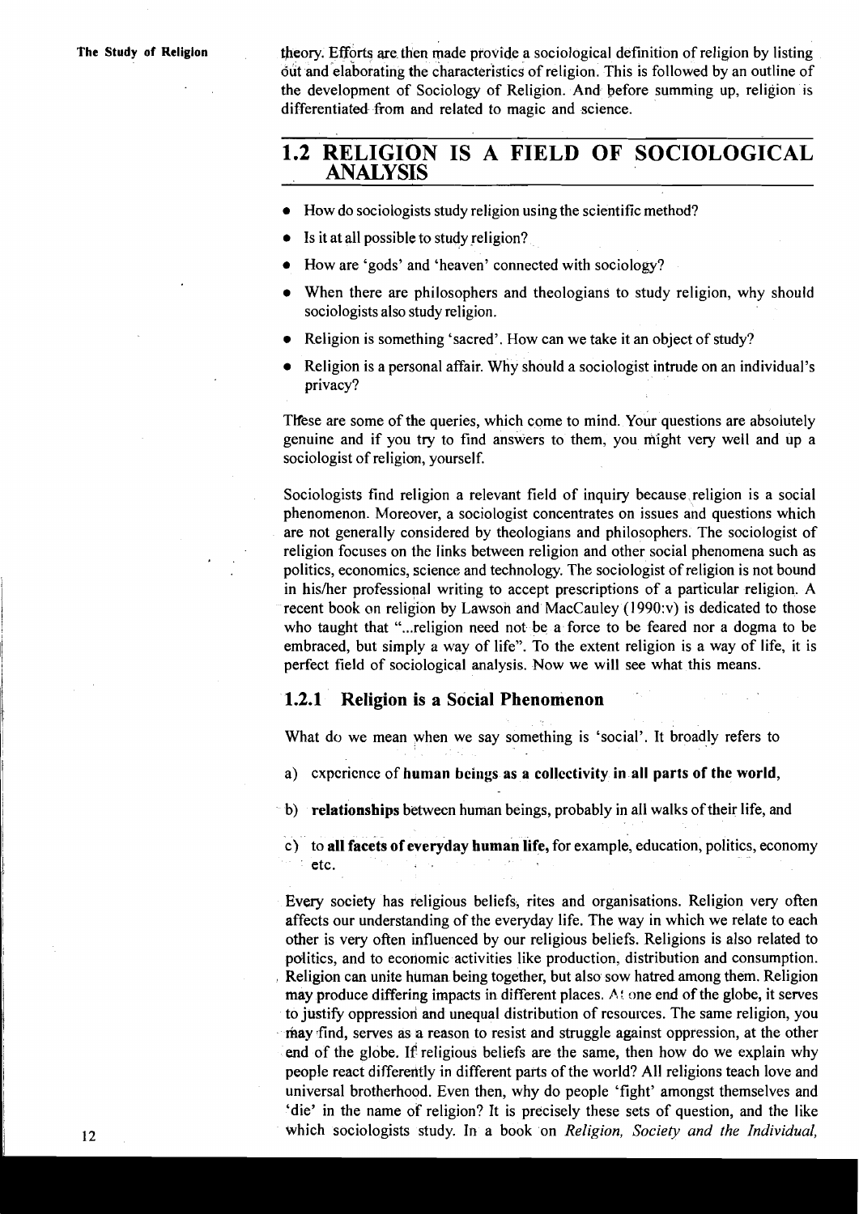theory. Efforts are then made provide a sociological definition of religion by listing out and elaborating the characteristics of religion. This is followed by an outline of the development of Sociology of Religion. And before summing up, religion is differentiated from and related to magic and science.

## 1.2 RELIGION IS A FIELD OF SOCIOLOGICAL ANALYSIS

- How do sociologists study religion using the scientific method?
- Is it at all possible to study religion?
- How are 'gods' and 'heaven' connected with sociology?
- When there are philosophers and theologians to study religion, why should sociologists also study religion.
- Religion is something 'sacred'. How can we take it an object of study?
- Religion is a personal affair. Why should a sociologist intrude on an individual's privacy?

These are some of the queries, which come to mind. Your questions are absolutely genuine and if you try to find answers to them, you might very well and up a sociologist of religion, yourself.

Sociologists find religion a relevant field of inquiry because religion is a social phenomenon. Moreover, a sociologist concentrates on issues and questions which are not generally considered by theologians and philosophers. The sociologist of religion focuses on the links between religion and other social phenomena such as politics, economics, science and technology. The sociologist of religion is not bound in his/her professional writing to accept prescriptions of a particular religion. A recent book on religion by Lawson and MacCauley (1990:v) is dedicated to those who taught that "...religion need not be a force to be feared nor a dogma to be embraced, but simply a way of life". To the extent religion is a way of life, it is perfect field of sociological analysis. Now we will see what this means.

### 1.2.1 Religion is a Social Phenomenon

What do we mean when we say something is 'social'. It broadly refers to

a) experience of **human beings as a collectivity in all parts of the world,**

b) **relationships** between human beings, probably in all walks of their life, and

c) to **all facets of everyday human life,** for example, education, politics, economy etc.

Every society has religious beliefs, rites and organisations. Religion very often affects our understanding of the everyday life. The way in which we relate to each other is very often influenced by our religious beliefs. Religions is also related to politics, and to economic activities like production, distribution and consumption. Religion can unite human being together, but also sow hatred among them. Religion may produce differing impacts in different places. At one end of the globe, it serves to justify oppression and unequal distribution of resources. The same religion, you may find, serves as a reason to resist and struggle against oppression, at the other end of the globe. If religious beliefs are the same, then how do we explain why people react differently in different parts of the world? All religions teach love and universal brotherhood. Even then, why do people 'fight' amongst themselves and 'die' in the name of religion? It is precisely these sets of question, and the like which sociologists study. In a book on *Religion, Society and the Individual,*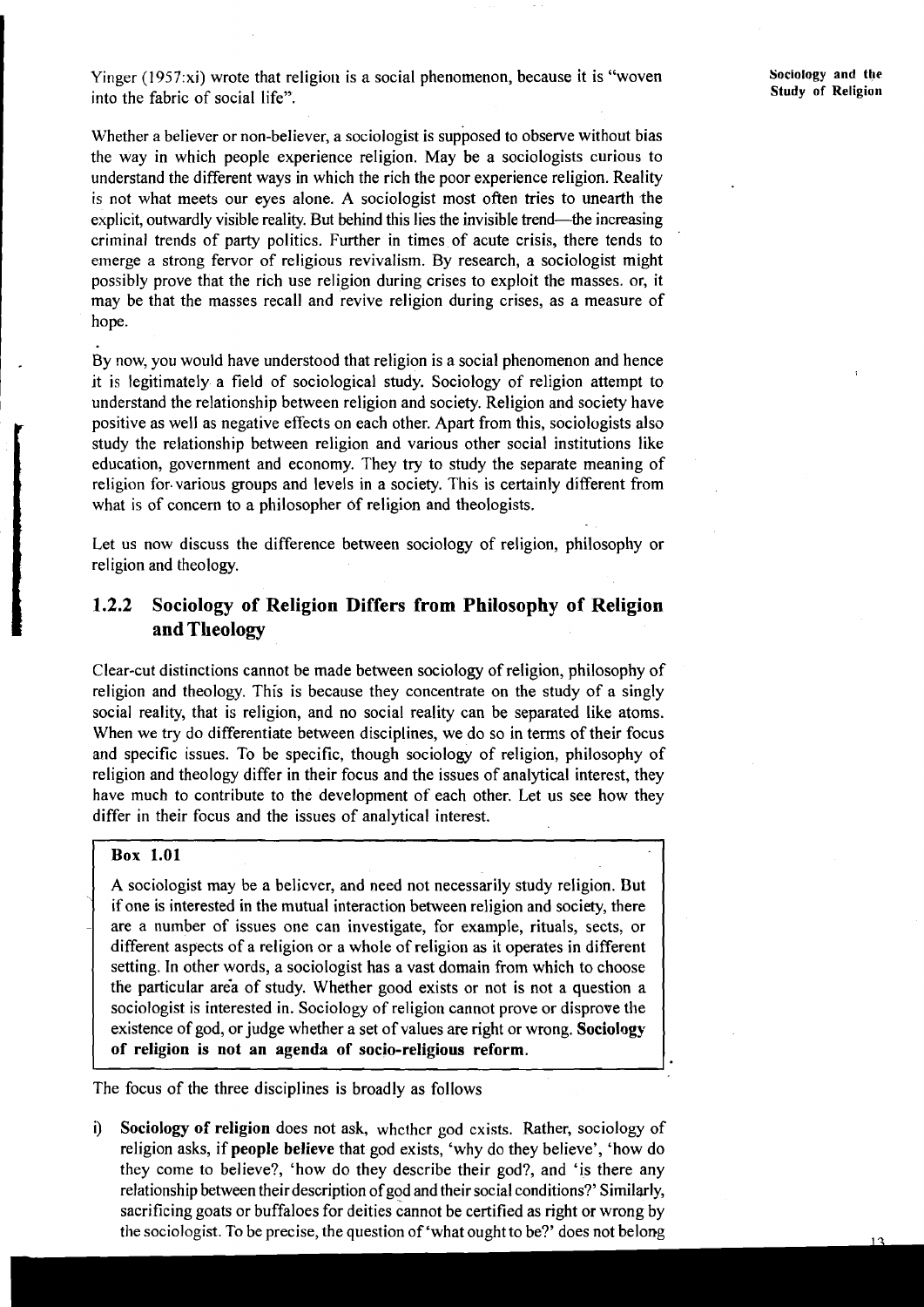Yinger (1957:xi) wrote that religion is a social phenomenon, because it is "woven into the fabric of social life".

Whether a believer or non-believer, a sociologist is supposed to observe without bias the way in which people experience religion. May be a sociologists curious to understand the different ways in which the rich the poor experience religion. Reality is not what meets our eyes alone. A sociologist most often tries to unearth the explicit, outwardly visible reality. But behind this lies the invisible trend—the increasing criminal trends of party politics. Further in times of acute crisis, there tends to emerge a strong fervor of religious revivalism. By research, a sociologist might possibly prove that the rich use religion during crises to exploit the masses. or, it may be that the masses recall and revive religion during crises, as a measure of hope.

By now, you would have understood that religion is a social phenomenon and hence it is legitimately a field of sociological study. Sociology of religion attempt to understand the relationship between religion and society. Religion and society have positive as well as negative effects on each other. Apart from this, sociologists also study the relationship between religion and various other social institutions like education, government and economy. They try to study the separate meaning of religion for various groups and levels in a society. This is certainly different from what is of concern to a philosopher of religion and theologists.

Let us now discuss the difference between sociology of religion, philosophy or religion and theology.

### 1.2.2 Sociology of Religion Differs from Philosophy of Religion and Theology

Clear-cut distinctions cannot be made between sociology of religion, philosophy of religion and theology. This is because they concentrate on the study of a singly social reality, that is religion, and no social reality can be separated like atoms. When we try do differentiate between disciplines, we do so in terms of their focus and specific issues. To be specific, though sociology of religion, philosophy of religion and theology differ in their focus and the issues of analytical interest, they have much to contribute to the development of each other. Let us see how they differ in their focus and the issues of analytical interest.

**Box 1.01**

A sociologist may be a believer, and need not necessarily study religion. But if one is interested in the mutual interaction between religion and society, there are a number of issues one can investigate, for example, rituals, sects, or different aspects of a religion or a whole of religion as it operates in different setting. In other words, a sociologist has a vast domain from which to choose the particular area of study. Whether good exists or not is not a question a sociologist is interested in. Sociology of religion cannot prove or disprove the existence of god, or judge whether a set of values are right or wrong. **Sociology of religion is not an agenda of socio-religious reform.**

The focus of the three disciplines is broadly as follows

i) **Sociology of religion** does not ask, whether god exists. Rather, sociology of religion asks, if **people believe** that god exists, 'why do they believe', 'how do they come to believe?, 'how do they describe their god?, and 'is there any relationship between their description of god and their social conditions?' Similarly, sacrificing goats or buffaloes for deities cannot be certified as right or wrong by the sociologist. To be precise, the question of 'what ought to be?' does not belong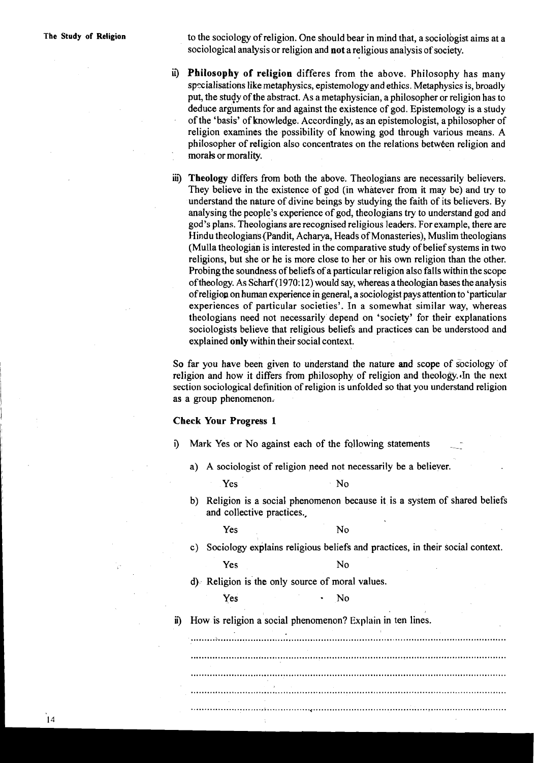to the sociology of religion. One should bear in mind that, a sociologist aims at a sociological analysis or religion and **not** a religious analysis of society.

ii) **Philosophy of religion** differes from the above. Philosophy has many specialisations like metaphysics, epistemology and ethics. Metaphysics is, broadly put, the study of the abstract. As a metaphysician, a philosopher or religion has to deduce arguments for and against the existence of god. Epistemology is a study of the 'basis' of knowledge. Accordingly, as an epistemologist, a philosopher of religion examines the possibility of knowing god through various means. A philosopher of religion also concentrates on the relations between religion and morals or morality.

iii) **Theology** differs from both the above. Theologians are necessarily believers. They believe in the existence of god (in whatever from it may be) and try to understand the nature of divine beings by studying the faith of its believers. By analysing the people's experience of god, theologians try to understand god and god's plans. Theologians are recognised religious leaders. For example, there are Hindu theologians (Pandit, Acharya, Heads of Monasteries), Muslim theologians (Mulla theologian is interested in the comparative study of belief systems in two religions, but she or he is more close to her or his own religion than the other. Probing the soundness of beliefs of a particular religion also falls within the scope of theology. As Scharf (1970:12) would say, whereas a theologian bases the analysis of religion on human experience in general, a sociologist pays attention to 'particular experiences of particular societies'. In a somewhat similar way, whereas theologians need not necessarily depend on 'society' for their explanations sociologists believe that religious beliefs and practices can be understood and explained **only** within their social context.

So far you have been given to understand the nature **and** scope of sociology of religion and how it differs from philosophy of religion and theology. In the next section sociological definition of religion is unfolded so that you understand religion as a group phenomenon.

### Check Your Progress 1

i) Mark Yes or No against each of the following statements

a) A sociologist of religion need not necessarily be a believer.

Yes　　　No

b) Religion is a social phenomenon because it is a system of shared beliefs and collective practices.

Yes　　　No

c) Sociology explains religious beliefs and practices, in their social context.

Yes　　　No

d) Religion is the only source of moral values.

Yes　　　No

ii) How is religion a social phenomenon? Explain in ten lines.

..........................................................................................................

..........................................................................................................

..........................................................................................................

..........................................................................................................

..........................................................................................................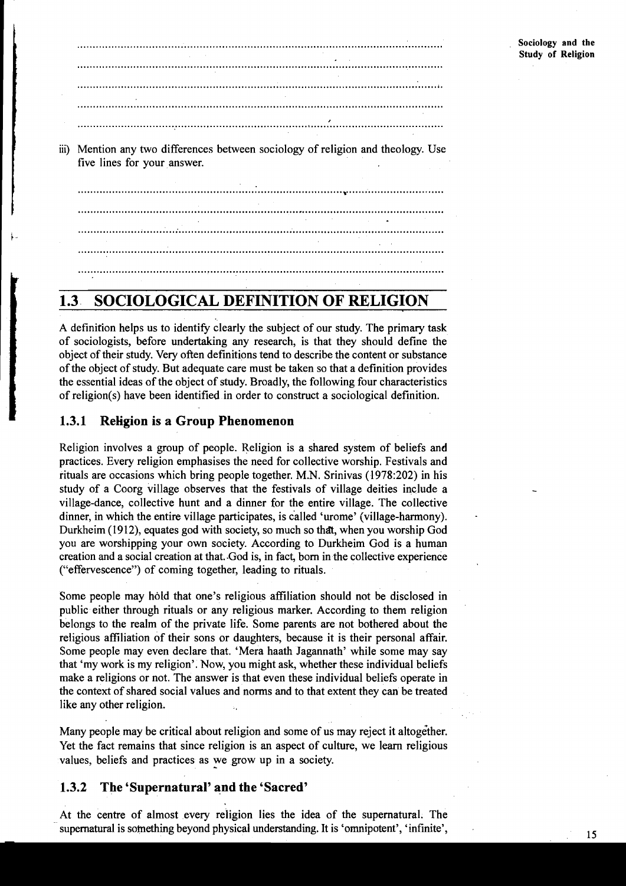iii) Mention any two differences between sociology of religion and theology. Use five lines for your answer.

## 1.3 SOCIOLOGICAL DEFINITION OF RELIGION

A definition helps us to identify clearly the subject of our study. The primary task of sociologists, before undertaking any research, is that they should define the object of their study. Very often definitions tend to describe the content or substance of the object of study. But adequate care must be taken so that a definition provides the essential ideas of the object of study. Broadly, the following four characteristics of religion(s) have been identified in order to construct a sociological definition.

### 1.3.1 Religion is a Group Phenomenon

Religion involves a group of people. Religion is a shared system of beliefs and practices. Every religion emphasises the need for collective worship. Festivals and rituals are occasions which bring people together. M.N. Srinivas (1978:202) in his study of a Coorg village observes that the festivals of village deities include a village-dance, collective hunt and a dinner for the entire village. The collective dinner, in which the entire village participates, is called 'urome' (village-harmony). Durkheim (1912), equates god with society, so much so that, when you worship God you are worshipping your own society. According to Durkheim God is a human creation and a social creation at that. God is, in fact, born in the collective experience ("effervescence") of coming together, leading to rituals.

Some people may hold that one's religious affiliation should not be disclosed in public either through rituals or any religious marker. According to them religion belongs to the realm of the private life. Some parents are not bothered about the religious affiliation of their sons or daughters, because it is their personal affair. Some people may even declare that. 'Mera haath Jagannath' while some may say that 'my work is my religion'. Now, you might ask, whether these individual beliefs make a religions or not. The answer is that even these individual beliefs operate in the context of shared social values and norms and to that extent they can be treated like any other religion.

Many people may be critical about religion and some of us may reject it altogether. Yet the fact remains that since religion is an aspect of culture, we learn religious values, beliefs and practices as we grow up in a society.

### 1.3.2 The 'Supernatural' and the 'Sacred'

At the centre of almost every religion lies the idea of the supernatural. The supernatural is something beyond physical understanding. It is 'omnipotent', 'infinite',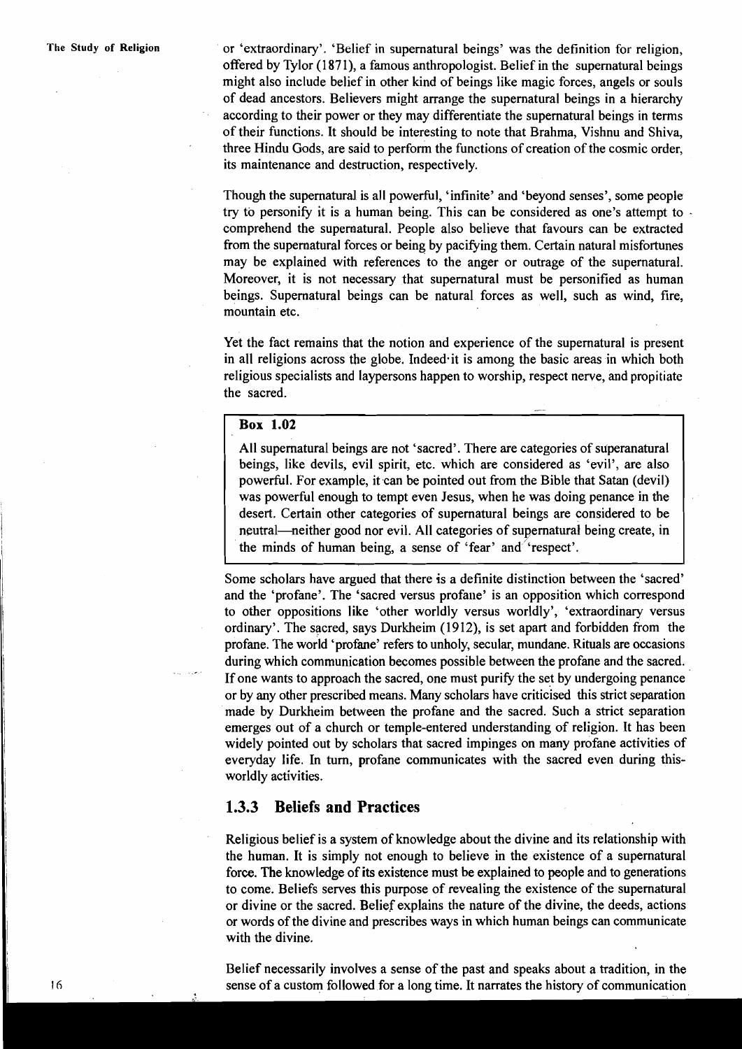or 'extraordinary'. 'Belief in supernatural beings' was the definition for religion, offered by Tylor (1871), a famous anthropologist. Belief in the supernatural beings might also include belief in other kind of beings like magic forces, angels or souls of dead ancestors. Believers might arrange the supernatural beings in a hierarchy according to their power or they may differentiate the supernatural beings in terms of their functions. It should be interesting to note that Brahma, Vishnu and Shiva, three Hindu Gods, are said to perform the functions of creation of the cosmic order, its maintenance and destruction, respectively.

Though the supernatural is all powerful, 'infinite' and 'beyond senses', some people try to personify it is a human being. This can be considered as one's attempt to comprehend the supernatural. People also believe that favours can be extracted from the supernatural forces or being by pacifying them. Certain natural misfortunes may be explained with references to the anger or outrage of the supernatural. Moreover, it is not necessary that supernatural must be personified as human beings. Supernatural beings can be natural forces as well, such as wind, fire, mountain etc.

Yet the fact remains that the notion and experience of the supernatural is present in all religions across the globe. Indeed it is among the basic areas in which both religious specialists and laypersons happen to worship, respect nerve, and propitiate the sacred.

**Box 1.02**

All supernatural beings are not 'sacred'. There are categories of superanatural beings, like devils, evil spirit, etc. which are considered as 'evil', are also powerful. For example, it can be pointed out from the Bible that Satan (devil) was powerful enough to tempt even Jesus, when he was doing penance in the desert. Certain other categories of supernatural beings are considered to be neutral—neither good nor evil. All categories of supernatural being create, in the minds of human being, a sense of 'fear' and 'respect'.

Some scholars have argued that there is a definite distinction between the 'sacred' and the 'profane'. The 'sacred versus profane' is an opposition which correspond to other oppositions like 'other worldly versus worldly', 'extraordinary versus ordinary'. The sacred, says Durkheim (1912), is set apart and forbidden from the profane. The world 'profane' refers to unholy, secular, mundane. Rituals are occasions during which communication becomes possible between the profane and the sacred. If one wants to approach the sacred, one must purify the set by undergoing penance or by any other prescribed means. Many scholars have criticised this strict separation made by Durkheim between the profane and the sacred. Such a strict separation emerges out of a church or temple-entered understanding of religion. It has been widely pointed out by scholars that sacred impinges on many profane activities of everyday life. In turn, profane communicates with the sacred even during this-worldly activities.

### 1.3.3 Beliefs and Practices

Religious belief is a system of knowledge about the divine and its relationship with the human. It is simply not enough to believe in the existence of a supernatural force. The knowledge of its existence must be explained to people and to generations to come. Beliefs serves this purpose of revealing the existence of the supernatural or divine or the sacred. Belief explains the nature of the divine, the deeds, actions or words of the divine and prescribes ways in which human beings can communicate with the divine.

Belief necessarily involves a sense of the past and speaks about a tradition, in the sense of a custom followed for a long time. It narrates the history of communication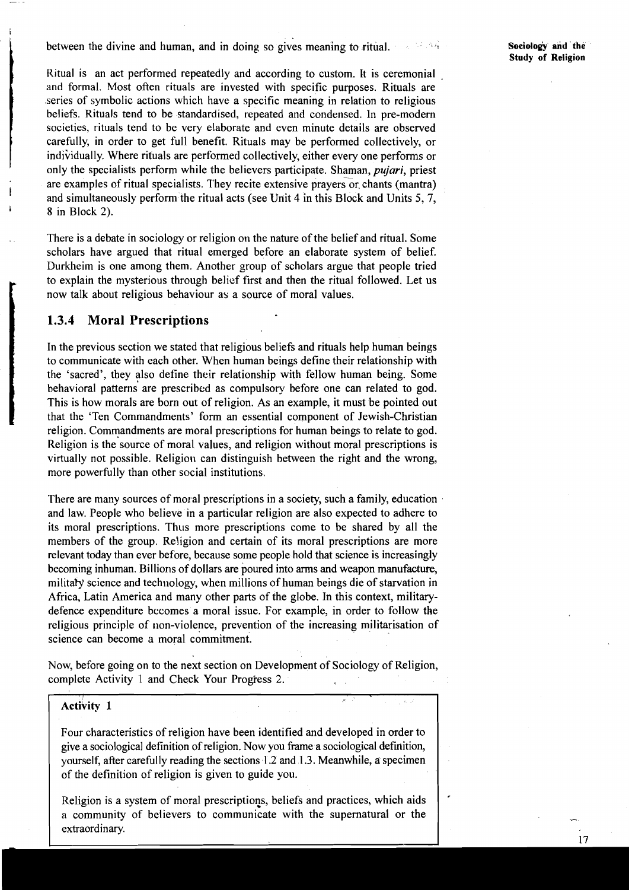between the divine and human, and in doing so gives meaning to ritual.

Ritual is an act performed repeatedly and according to custom. It is ceremonial and formal. Most often rituals are invested with specific purposes. Rituals are series of symbolic actions which have a specific meaning in relation to religious beliefs. Rituals tend to be standardised, repeated and condensed. In pre-modern societies, rituals tend to be very elaborate and even minute details are observed carefully, in order to get full benefit. Rituals may be performed collectively, or individually. Where rituals are performed collectively, either every one performs or only the specialists perform while the believers participate. Shaman, *pujari*, priest are examples of ritual specialists. They recite extensive prayers or chants (mantra) and simultaneously perform the ritual acts (see Unit 4 in this Block and Units 5, 7, 8 in Block 2).

There is a debate in sociology or religion on the nature of the belief and ritual. Some scholars have argued that ritual emerged before an elaborate system of belief. Durkheim is one among them. Another group of scholars argue that people tried to explain the mysterious through belief first and then the ritual followed. Let us now talk about religious behaviour as a source of moral values.

### 1.3.4 Moral Prescriptions

In the previous section we stated that religious beliefs and rituals help human beings to communicate with each other. When human beings define their relationship with the 'sacred', they also define their relationship with fellow human being. Some behavioral patterns are prescribed as compulsory before one can related to god. This is how morals are born out of religion. As an example, it must be pointed out that the 'Ten Commandments' form an essential component of Jewish-Christian religion. Commandments are moral prescriptions for human beings to relate to god. Religion is the source of moral values, and religion without moral prescriptions is virtually not possible. Religion can distinguish between the right and the wrong, more powerfully than other social institutions.

There are many sources of moral prescriptions in a society, such a family, education and law. People who believe in a particular religion are also expected to adhere to its moral prescriptions. Thus more prescriptions come to be shared by all the members of the group. Religion and certain of its moral prescriptions are more relevant today than ever before, because some people hold that science is increasingly becoming inhuman. Billions of dollars are poured into arms and weapon manufacture, military science and technology, when millions of human beings die of starvation in Africa, Latin America and many other parts of the globe. In this context, military-defence expenditure becomes a moral issue. For example, in order to follow the religious principle of non-violence, prevention of the increasing militarisation of science can become a moral commitment.

Now, before going on to the next section on Development of Sociology of Religion, complete Activity 1 and Check Your Progress 2.

**Activity 1**

Four characteristics of religion have been identified and developed in order to give a sociological definition of religion. Now you frame a sociological definition, yourself, after carefully reading the sections 1.2 and 1.3. Meanwhile, a specimen of the definition of religion is given to guide you.

Religion is a system of moral prescriptions, beliefs and practices, which aids a community of believers to communicate with the supernatural or the extraordinary.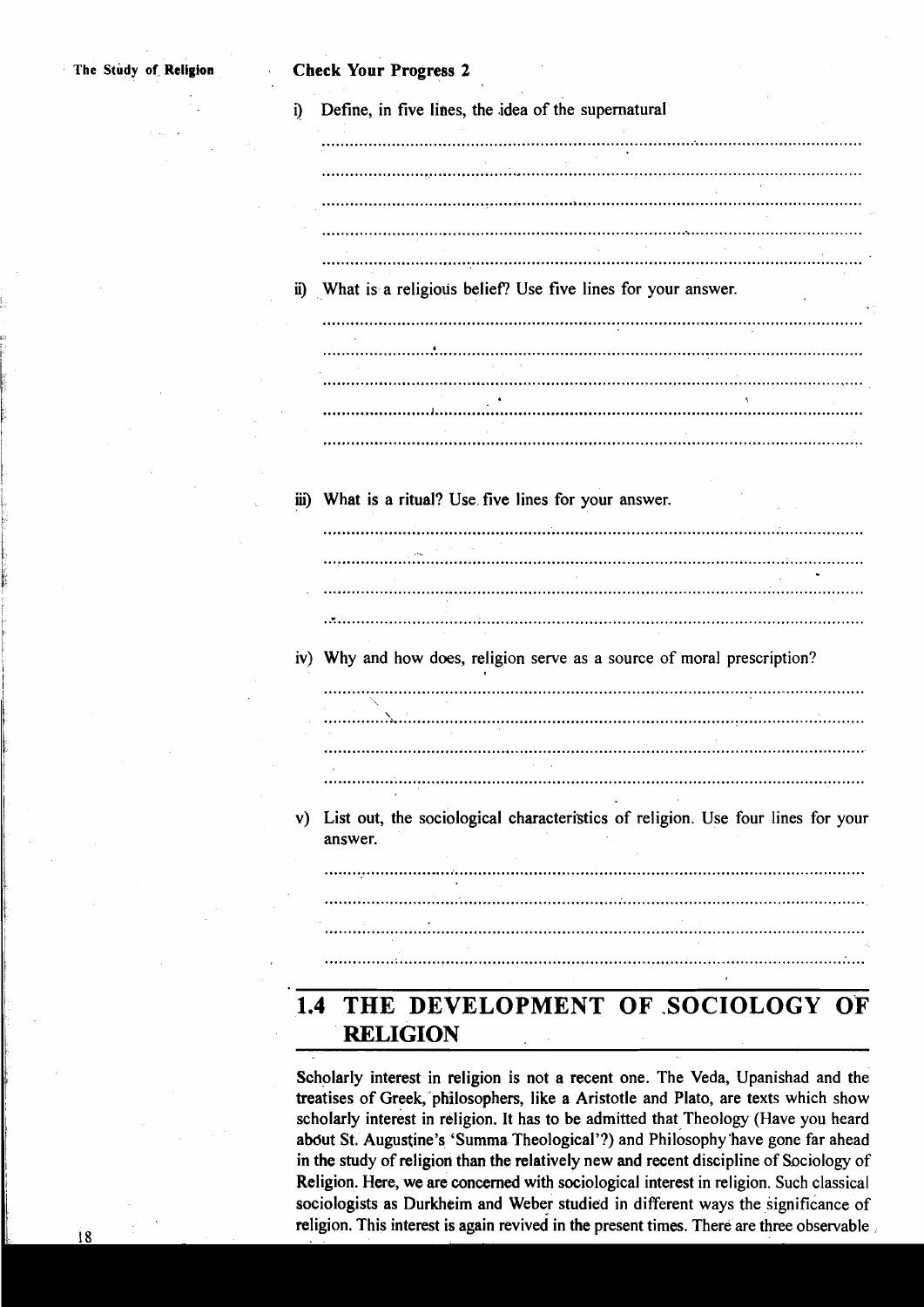**Check Your Progress 2**

i) Define, in five lines, the idea of the supernatural

.................................................................................................................

.................................................................................................................

.................................................................................................................

.................................................................................................................

.................................................................................................................

ii) What is a religious belief? Use five lines for your answer.

.................................................................................................................

.................................................................................................................

.................................................................................................................

.................................................................................................................

.................................................................................................................

iii) What is a ritual? Use five lines for your answer.

.................................................................................................................

.................................................................................................................

.................................................................................................................

.................................................................................................................

iv) Why and how does, religion serve as a source of moral prescription?

.................................................................................................................

.................................................................................................................

.................................................................................................................

.................................................................................................................

v) List out, the sociological characteristics of religion. Use four lines for your answer.

.................................................................................................................

.................................................................................................................

.................................................................................................................

.................................................................................................................

## 1.4 THE DEVELOPMENT OF SOCIOLOGY OF RELIGION

Scholarly interest in religion is not a recent one. The Veda, Upanishad and the treatises of Greek, philosophers, like a Aristotle and Plato, are texts which show scholarly interest in religion. It has to be admitted that Theology (Have you heard about St. Augustine's 'Summa Theological'?) and Philosophy have gone far ahead in the study of religion than the relatively new and recent discipline of Sociology of Religion. Here, we are concerned with sociological interest in religion. Such classical sociologists as Durkheim and Weber studied in different ways the significance of religion. This interest is again revived in the present times. There are three observable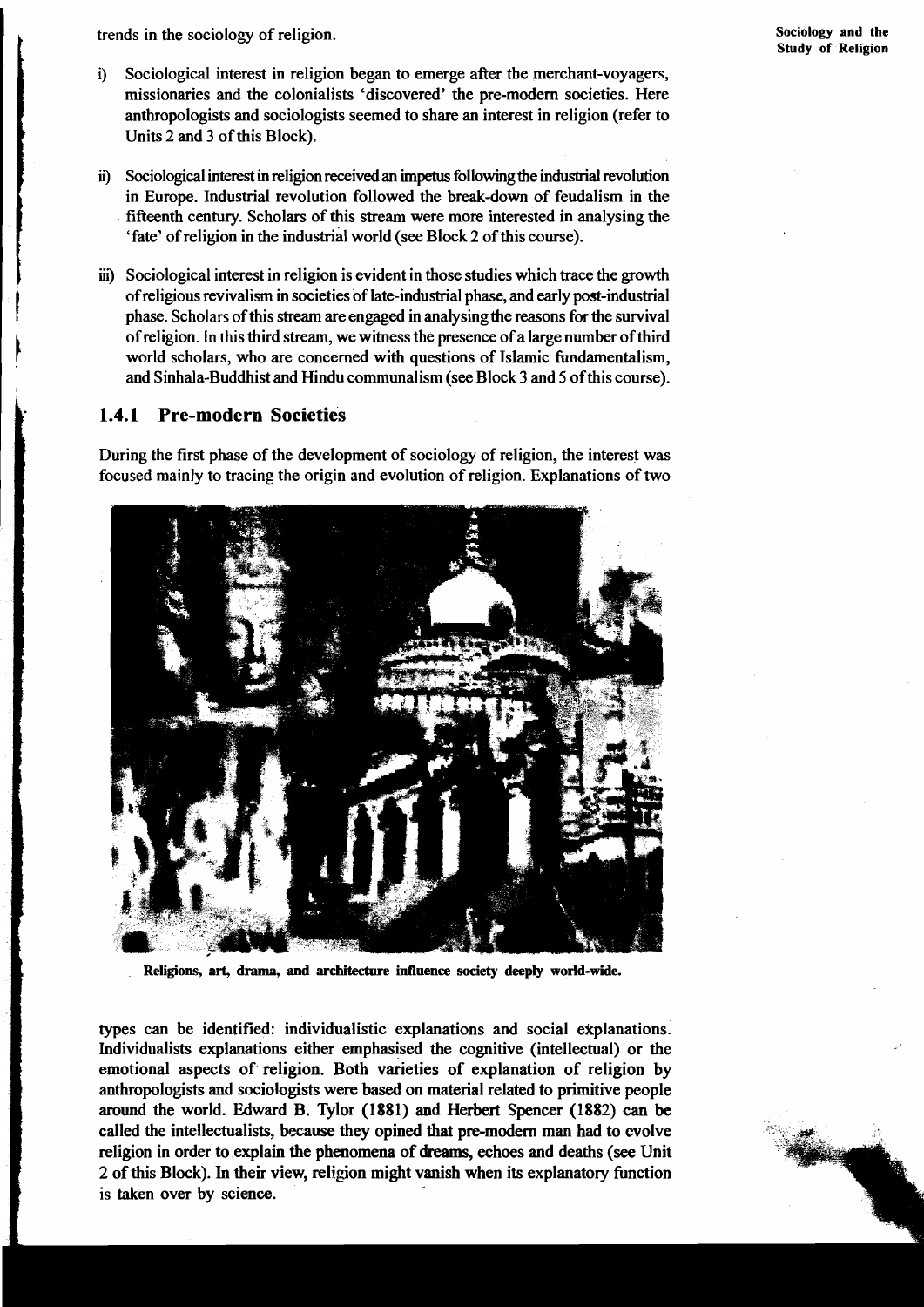trends in the sociology of religion.

i) Sociological interest in religion began to emerge after the merchant-voyagers, missionaries and the colonialists 'discovered' the pre-modern societies. Here anthropologists and sociologists seemed to share an interest in religion (refer to Units 2 and 3 of this Block).

ii) Sociological interest in religion received an impetus following the industrial revolution in Europe. Industrial revolution followed the break-down of feudalism in the fifteenth century. Scholars of this stream were more interested in analysing the 'fate' of religion in the industrial world (see Block 2 of this course).

iii) Sociological interest in religion is evident in those studies which trace the growth of religious revivalism in societies of late-industrial phase, and early post-industrial phase. Scholars of this stream are engaged in analysing the reasons for the survival of religion. In this third stream, we witness the presence of a large number of third world scholars, who are concerned with questions of Islamic fundamentalism, and Sinhala-Buddhist and Hindu communalism (see Block 3 and 5 of this course).

### 1.4.1 Pre-modern Societies

During the first phase of the development of sociology of religion, the interest was focused mainly to tracing the origin and evolution of religion. Explanations of two

**Religions, art, drama, and architecture influence society deeply world-wide.**

types can be identified: individualistic explanations and social explanations. Individualists explanations either emphasised the cognitive (intellectual) or the emotional aspects of religion. Both varieties of explanation of religion by anthropologists and sociologists were based on material related to primitive people around the world. Edward B. Tylor (1881) and Herbert Spencer (1882) can be called the intellectualists, because they opined that pre-modern man had to evolve religion in order to explain the phenomena of dreams, echoes and deaths (see Unit 2 of this Block). In their view, religion might vanish when its explanatory function is taken over by science.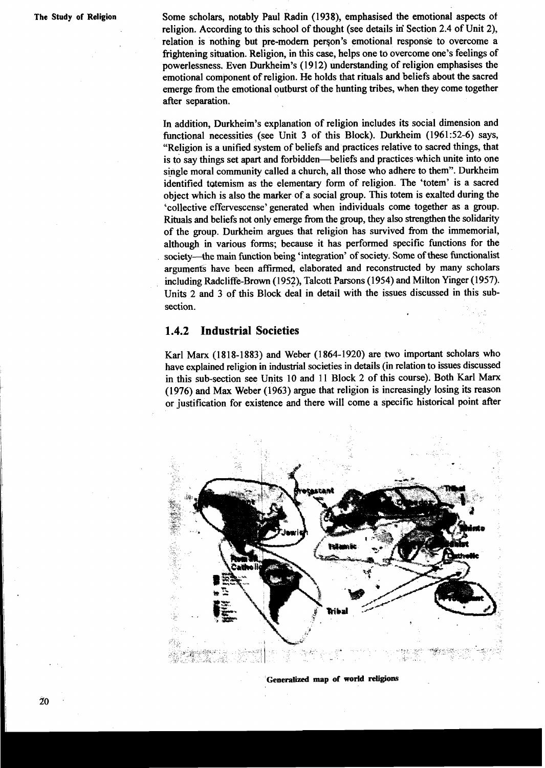Some scholars, notably Paul Radin (1938), emphasised the emotional aspects of religion. According to this school of thought (see details in Section 2.4 of Unit 2), relation is nothing but pre-modern person's emotional response to overcome a frightening situation. Religion, in this case, helps one to overcome one's feelings of powerlessness. Even Durkheim's (1912) understanding of religion emphasises the emotional component of religion. He holds that rituals and beliefs about the sacred emerge from the emotional outburst of the hunting tribes, when they come together after separation.

In addition, Durkheim's explanation of religion includes its social dimension and functional necessities (see Unit 3 of this Block). Durkheim (1961:52-6) says, "Religion is a unified system of beliefs and practices relative to sacred things, that is to say things set apart and forbidden—beliefs and practices which unite into one single moral community called a church, all those who adhere to them". Durkheim identified totemism as the elementary form of religion. The 'totem' is a sacred object which is also the marker of a social group. This totem is exalted during the 'collective effervescense' generated when individuals come together as a group. Rituals and beliefs not only emerge from the group, they also strengthen the solidarity of the group. Durkheim argues that religion has survived from the immemorial, although in various forms; because it has performed specific functions for the society—the main function being 'integration' of society. Some of these functionalist arguments have been affirmed, elaborated and reconstructed by many scholars including Radcliffe-Brown (1952), Talcott Parsons (1954) and Milton Yinger (1957). Units 2 and 3 of this Block deal in detail with the issues discussed in this sub-section.

### 1.4.2 Industrial Societies

Karl Marx (1818-1883) and Weber (1864-1920) are two important scholars who have explained religion in industrial societies in details (in relation to issues discussed in this sub-section see Units 10 and 11 Block 2 of this course). Both Karl Marx (1976) and Max Weber (1963) argue that religion is increasingly losing its reason or justification for existence and there will come a specific historical point after

Generalized map of world religions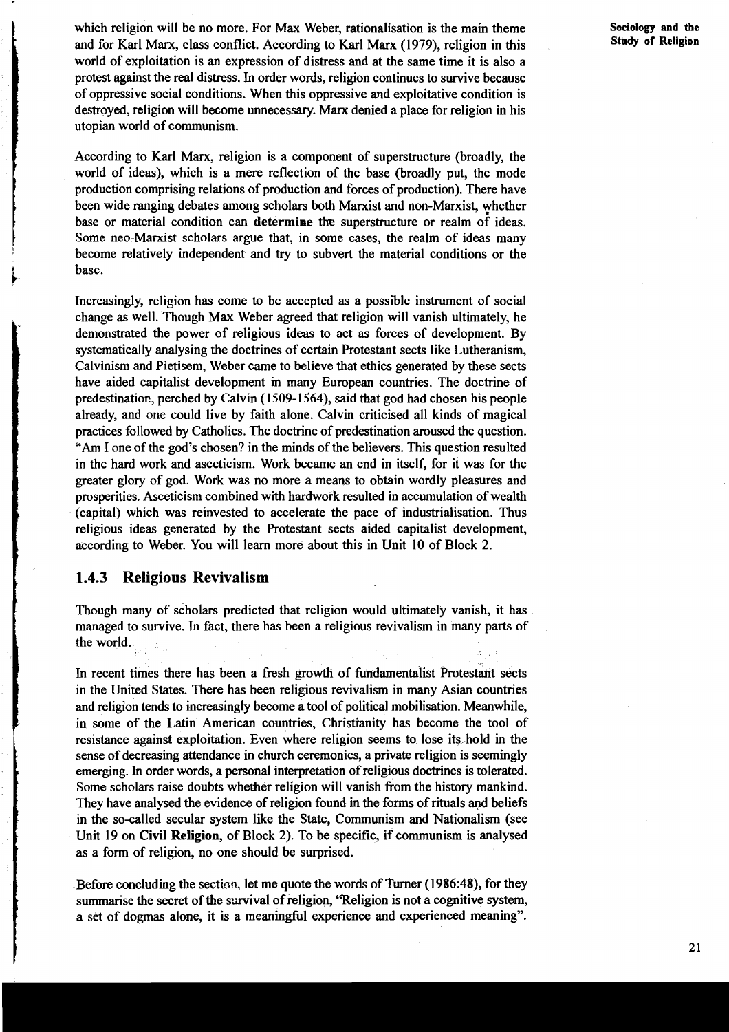which religion will be no more. For Max Weber, rationalisation is the main theme and for Karl Marx, class conflict. According to Karl Marx (1979), religion in this world of exploitation is an expression of distress and at the same time it is also a protest against the real distress. In order words, religion continues to survive because of oppressive social conditions. When this oppressive and exploitative condition is destroyed, religion will become unnecessary. Marx denied a place for religion in his utopian world of communism.

According to Karl Marx, religion is a component of superstructure (broadly, the world of ideas), which is a mere reflection of the base (broadly put, the mode production comprising relations of production and forces of production). There have been wide ranging debates among scholars both Marxist and non-Marxist, whether base or material condition can **determine** the superstructure or realm of ideas. Some neo-Marxist scholars argue that, in some cases, the realm of ideas many become relatively independent and try to subvert the material conditions or the base.

Increasingly, religion has come to be accepted as a possible instrument of social change as well. Though Max Weber agreed that religion will vanish ultimately, he demonstrated the power of religious ideas to act as forces of development. By systematically analysing the doctrines of certain Protestant sects like Lutheranism, Calvinism and Pietisem, Weber came to believe that ethics generated by these sects have aided capitalist development in many European countries. The doctrine of predestination, perched by Calvin (1509-1564), said that god had chosen his people already, and one could live by faith alone. Calvin criticised all kinds of magical practices followed by Catholics. The doctrine of predestination aroused the question. "Am I one of the god's chosen? in the minds of the believers. This question resulted in the hard work and asceticism. Work became an end in itself, for it was for the greater glory of god. Work was no more a means to obtain wordly pleasures and prosperities. Asceticism combined with hardwork resulted in accumulation of wealth (capital) which was reinvested to accelerate the pace of industrialisation. Thus religious ideas generated by the Protestant sects aided capitalist development, according to Weber. You will learn more about this in Unit 10 of Block 2.

### 1.4.3 Religious Revivalism

Though many of scholars predicted that religion would ultimately vanish, it has managed to survive. In fact, there has been a religious revivalism in many parts of the world.

In recent times there has been a fresh growth of fundamentalist Protestant sects in the United States. There has been religious revivalism in many Asian countries and religion tends to increasingly become a tool of political mobilisation. Meanwhile, in some of the Latin American countries, Christianity has become the tool of resistance against exploitation. Even where religion seems to lose its hold in the sense of decreasing attendance in church ceremonies, a private religion is seemingly emerging. In order words, a personal interpretation of religious doctrines is tolerated. Some scholars raise doubts whether religion will vanish from the history mankind. They have analysed the evidence of religion found in the forms of rituals and beliefs in the so-called secular system like the State, Communism and Nationalism (see Unit 19 on **Civil Religion**, of Block 2). To be specific, if communism is analysed as a form of religion, no one should be surprised.

Before concluding the section, let me quote the words of Turner (1986:48), for they summarise the secret of the survival of religion, "Religion is not a cognitive system, a set of dogmas alone, it is a meaningful experience and experienced meaning".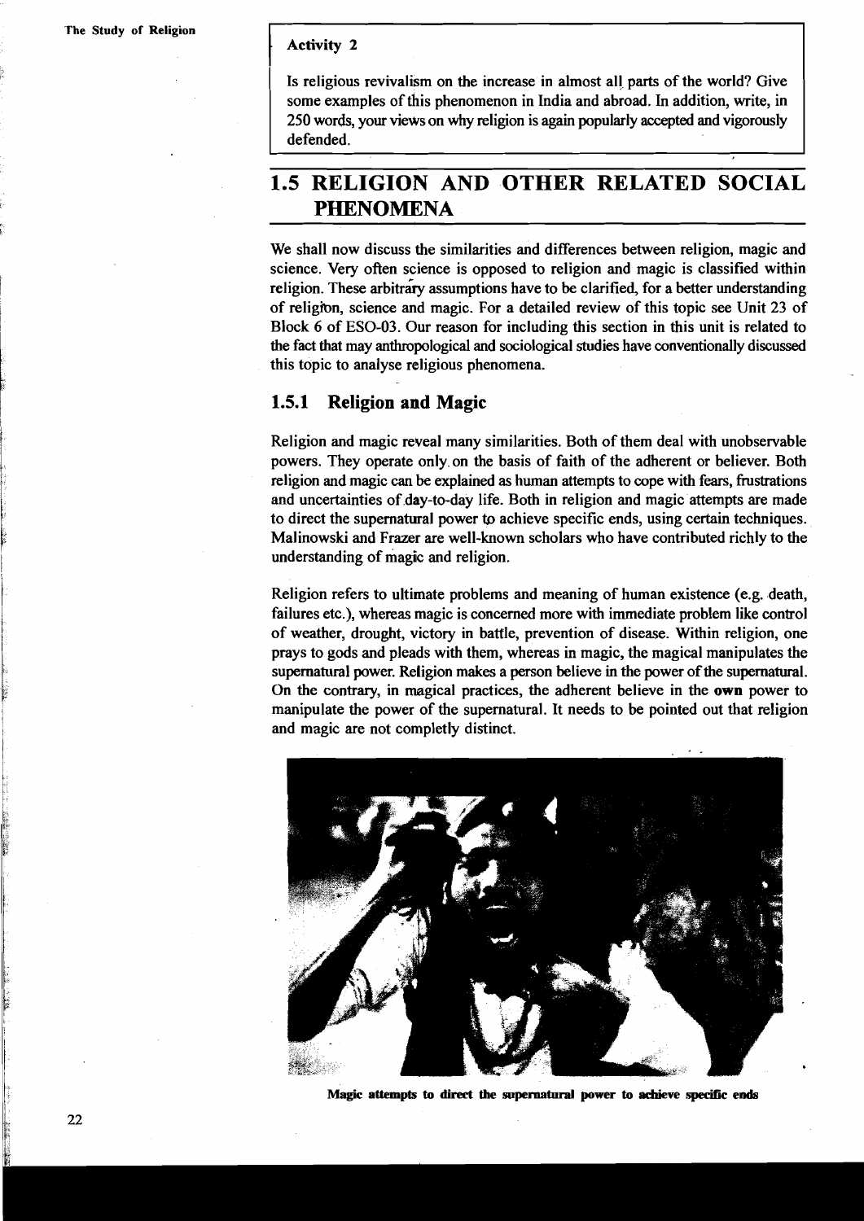**Activity 2**

Is religious revivalism on the increase in almost all parts of the world? Give some examples of this phenomenon in India and abroad. In addition, write, in 250 words, your views on why religion is again popularly accepted and vigorously defended.

## 1.5 RELIGION AND OTHER RELATED SOCIAL PHENOMENA

We shall now discuss the similarities and differences between religion, magic and science. Very often science is opposed to religion and magic is classified within religion. These arbitrary assumptions have to be clarified, for a better understanding of religion, science and magic. For a detailed review of this topic see Unit 23 of Block 6 of ESO-03. Our reason for including this section in this unit is related to the fact that may anthropological and sociological studies have conventionally discussed this topic to analyse religious phenomena.

### 1.5.1 Religion and Magic

Religion and magic reveal many similarities. Both of them deal with unobservable powers. They operate only on the basis of faith of the adherent or believer. Both religion and magic can be explained as human attempts to cope with fears, frustrations and uncertainties of day-to-day life. Both in religion and magic attempts are made to direct the supernatural power to achieve specific ends, using certain techniques. Malinowski and Frazer are well-known scholars who have contributed richly to the understanding of magic and religion.

Religion refers to ultimate problems and meaning of human existence (e.g. death, failures etc.), whereas magic is concerned more with immediate problem like control of weather, drought, victory in battle, prevention of disease. Within religion, one prays to gods and pleads with them, whereas in magic, the magical manipulates the supernatural power. Religion makes a person believe in the power of the supernatural. On the contrary, in magical practices, the adherent believe in the **own** power to manipulate the power of the supernatural. It needs to be pointed out that religion and magic are not completly distinct.

**Magic attempts to direct the supernatural power to achieve specific ends**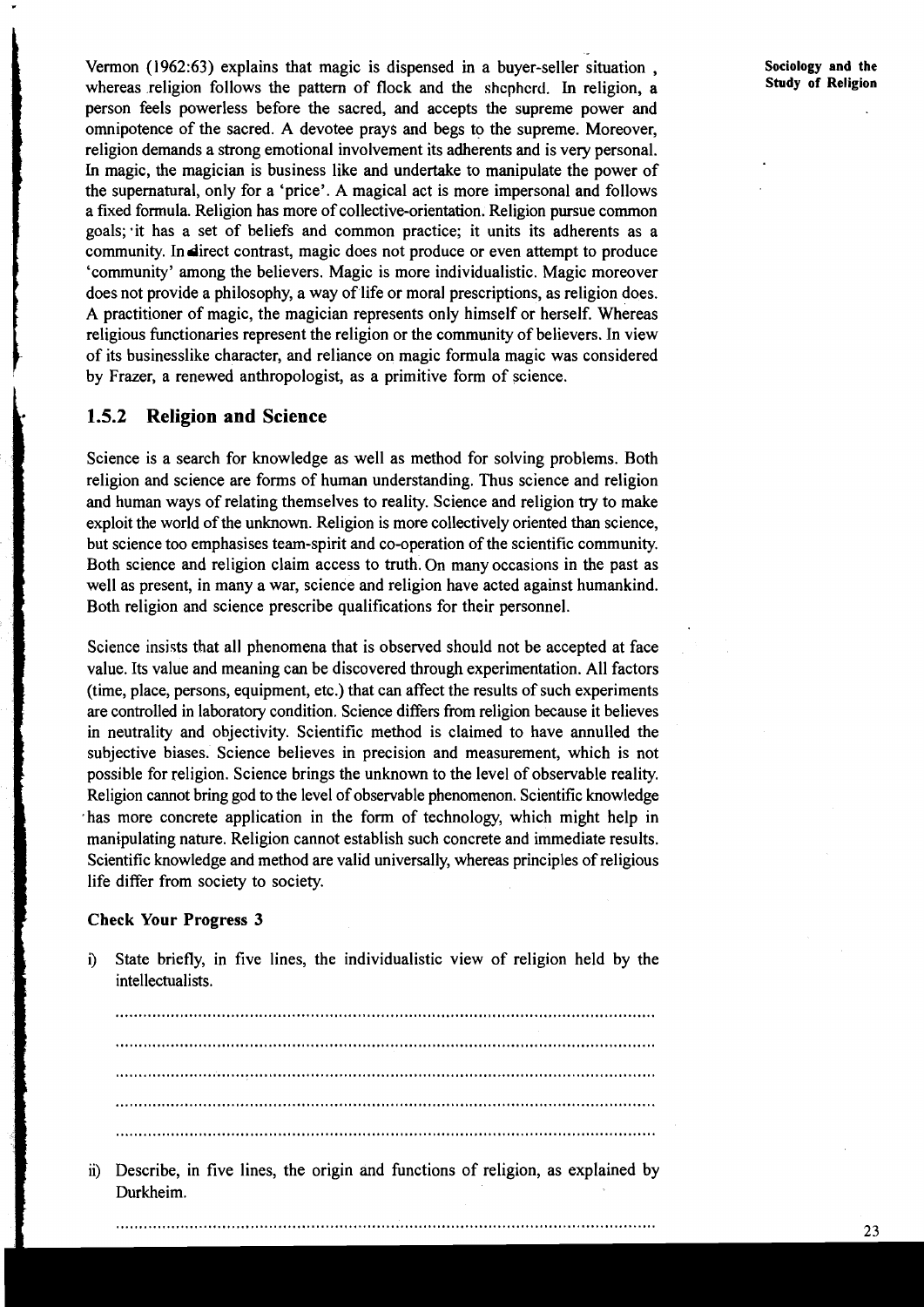Vermon (1962:63) explains that magic is dispensed in a buyer-seller situation , whereas religion follows the pattern of flock and the shepherd. In religion, a person feels powerless before the sacred, and accepts the supreme power and omnipotence of the sacred. A devotee prays and begs to the supreme. Moreover, religion demands a strong emotional involvement its adherents and is very personal. In magic, the magician is business like and undertake to manipulate the power of the supernatural, only for a 'price'. A magical act is more impersonal and follows a fixed formula. Religion has more of collective-orientation. Religion pursue common goals; it has a set of beliefs and common practice; it units its adherents as a community. In direct contrast, magic does not produce or even attempt to produce 'community' among the believers. Magic is more individualistic. Magic moreover does not provide a philosophy, a way of life or moral prescriptions, as religion does. A practitioner of magic, the magician represents only himself or herself. Whereas religious functionaries represent the religion or the community of believers. In view of its businesslike character, and reliance on magic formula magic was considered by Frazer, a renewed anthropologist, as a primitive form of science.

### 1.5.2 Religion and Science

Science is a search for knowledge as well as method for solving problems. Both religion and science are forms of human understanding. Thus science and religion and human ways of relating themselves to reality. Science and religion try to make exploit the world of the unknown. Religion is more collectively oriented than science, but science too emphasises team-spirit and co-operation of the scientific community. Both science and religion claim access to truth. On many occasions in the past as well as present, in many a war, science and religion have acted against humankind. Both religion and science prescribe qualifications for their personnel.

Science insists that all phenomena that is observed should not be accepted at face value. Its value and meaning can be discovered through experimentation. All factors (time, place, persons, equipment, etc.) that can affect the results of such experiments are controlled in laboratory condition. Science differs from religion because it believes in neutrality and objectivity. Scientific method is claimed to have annulled the subjective biases. Science believes in precision and measurement, which is not possible for religion. Science brings the unknown to the level of observable reality. Religion cannot bring god to the level of observable phenomenon. Scientific knowledge has more concrete application in the form of technology, which might help in manipulating nature. Religion cannot establish such concrete and immediate results. Scientific knowledge and method are valid universally, whereas principles of religious life differ from society to society.

**Check Your Progress 3**

i) State briefly, in five lines, the individualistic view of religion held by the intellectualists.

....................................................................................................................

....................................................................................................................

....................................................................................................................

....................................................................................................................

....................................................................................................................

ii) Describe, in five lines, the origin and functions of religion, as explained by Durkheim.

....................................................................................................................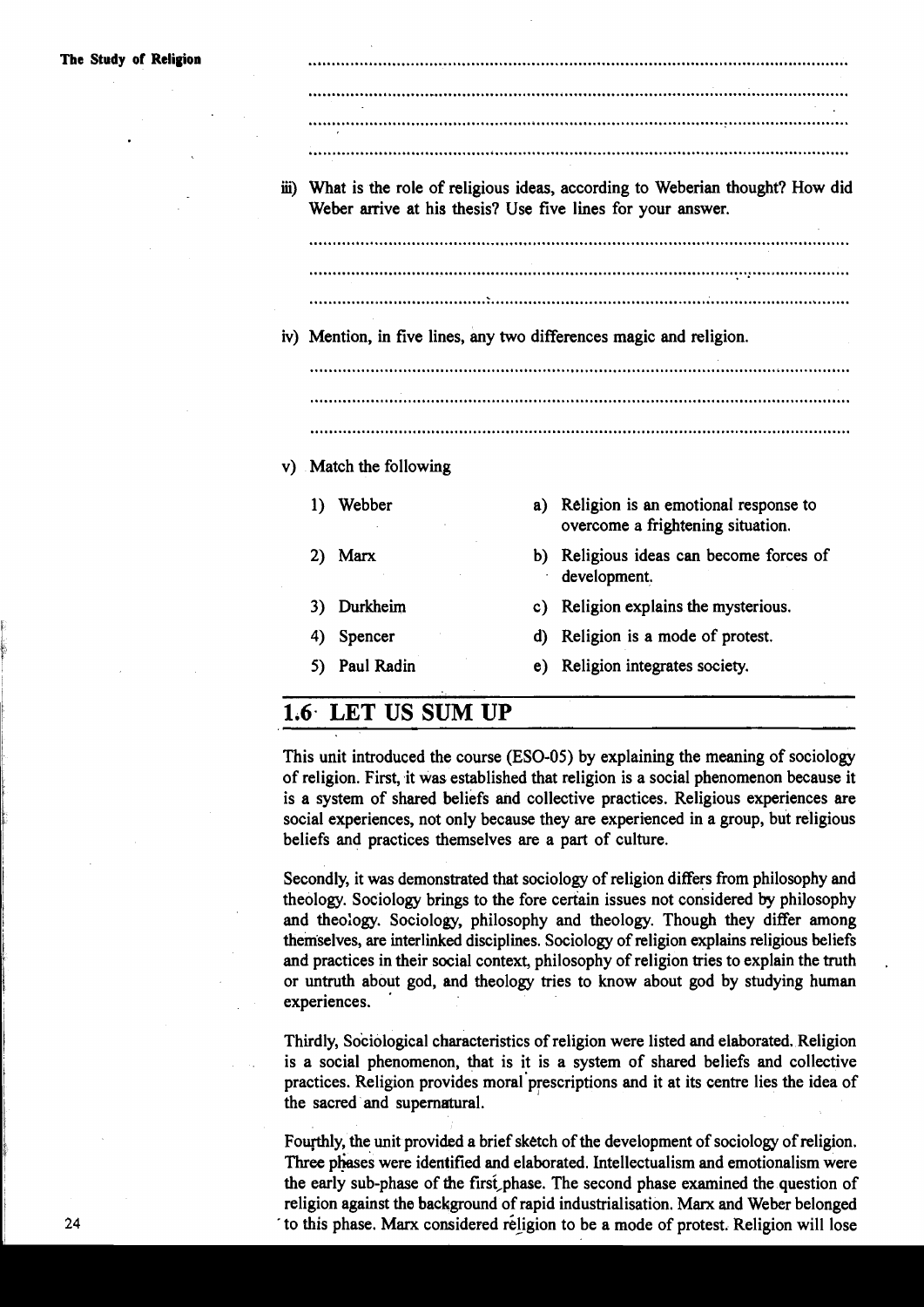.....................................................................................................................

.....................................................................................................................

.....................................................................................................................

.....................................................................................................................

iii) What is the role of religious ideas, according to Weberian thought? How did Weber arrive at his thesis? Use five lines for your answer.

.....................................................................................................................

.....................................................................................................................

.....................................................................................................................

iv) Mention, in five lines, any two differences magic and religion.

.....................................................................................................................

.....................................................................................................................

.....................................................................................................................

v) Match the following

| | |
|---|---|
| 1) Webber | a) Religion is an emotional response to overcome a frightening situation. |
| 2) Marx | b) Religious ideas can become forces of development. |
| 3) Durkheim | c) Religion explains the mysterious. |
| 4) Spencer | d) Religion is a mode of protest. |
| 5) Paul Radin | e) Religion integrates society. |

## 1.6 LET US SUM UP

This unit introduced the course (ESO-05) by explaining the meaning of sociology of religion. First, it was established that religion is a social phenomenon because it is a system of shared beliefs and collective practices. Religious experiences are social experiences, not only because they are experienced in a group, but religious beliefs and practices themselves are a part of culture.

Secondly, it was demonstrated that sociology of religion differs from philosophy and theology. Sociology brings to the fore certain issues not considered by philosophy and theology. Sociology, philosophy and theology. Though they differ among themselves, are interlinked disciplines. Sociology of religion explains religious beliefs and practices in their social context, philosophy of religion tries to explain the truth or untruth about god, and theology tries to know about god by studying human experiences.

Thirdly, Sociological characteristics of religion were listed and elaborated. Religion is a social phenomenon, that is it is a system of shared beliefs and collective practices. Religion provides moral prescriptions and it at its centre lies the idea of the sacred and supernatural.

Fourthly, the unit provided a brief sketch of the development of sociology of religion. Three phases were identified and elaborated. Intellectualism and emotionalism were the early sub-phase of the first phase. The second phase examined the question of religion against the background of rapid industrialisation. Marx and Weber belonged to this phase. Marx considered religion to be a mode of protest. Religion will lose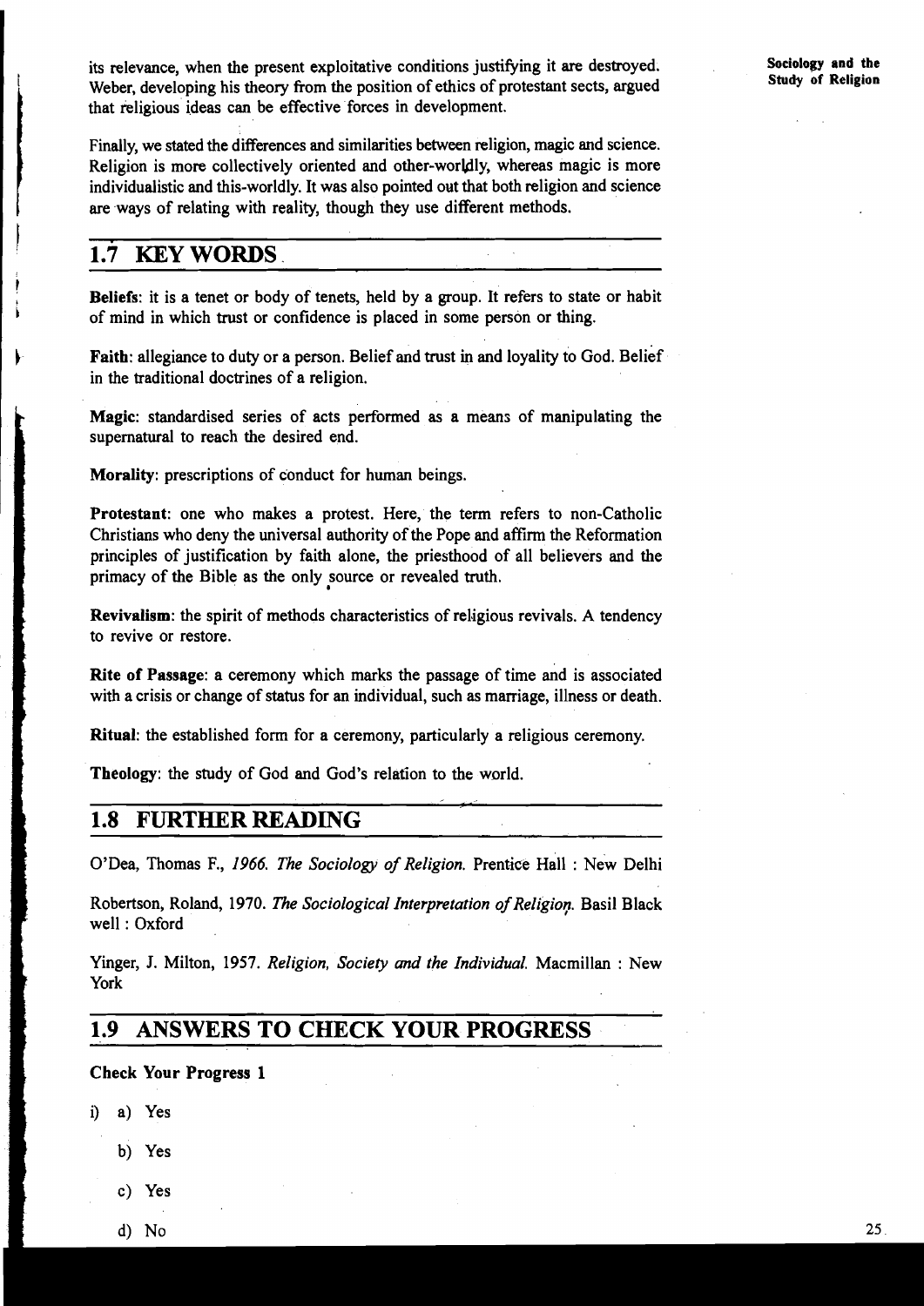its relevance, when the present exploitative conditions justifying it are destroyed. Weber, developing his theory from the position of ethics of protestant sects, argued that religious ideas can be effective forces in development.

Finally, we stated the differences and similarities between religion, magic and science. Religion is more collectively oriented and other-worldly, whereas magic is more individualistic and this-worldly. It was also pointed out that both religion and science are ways of relating with reality, though they use different methods.

## 1.7 KEY WORDS

**Beliefs**: it is a tenet or body of tenets, held by a group. It refers to state or habit of mind in which trust or confidence is placed in some person or thing.

**Faith**: allegiance to duty or a person. Belief and trust in and loyality to God. Belief in the traditional doctrines of a religion.

**Magic**: standardised series of acts performed as a means of manipulating the supernatural to reach the desired end.

**Morality**: prescriptions of conduct for human beings.

**Protestant**: one who makes a protest. Here, the term refers to non-Catholic Christians who deny the universal authority of the Pope and affirm the Reformation principles of justification by faith alone, the priesthood of all believers and the primacy of the Bible as the only source or revealed truth.

**Revivalism**: the spirit of methods characteristics of religious revivals. A tendency to revive or restore.

**Rite of Passage**: a ceremony which marks the passage of time and is associated with a crisis or change of status for an individual, such as marriage, illness or death.

**Ritual**: the established form for a ceremony, particularly a religious ceremony.

**Theology**: the study of God and God's relation to the world.

## 1.8 FURTHER READING

O'Dea, Thomas F., *1966. The Sociology of Religion.* Prentice Hall : New Delhi

Robertson, Roland, 1970. *The Sociological Interpretation of Religion.* Basil Black well : Oxford

Yinger, J. Milton, 1957. *Religion, Society and the Individual.* Macmillan : New York

## 1.9 ANSWERS TO CHECK YOUR PROGRESS

**Check Your Progress 1**

i) a) Yes

   b) Yes

   c) Yes

   d) No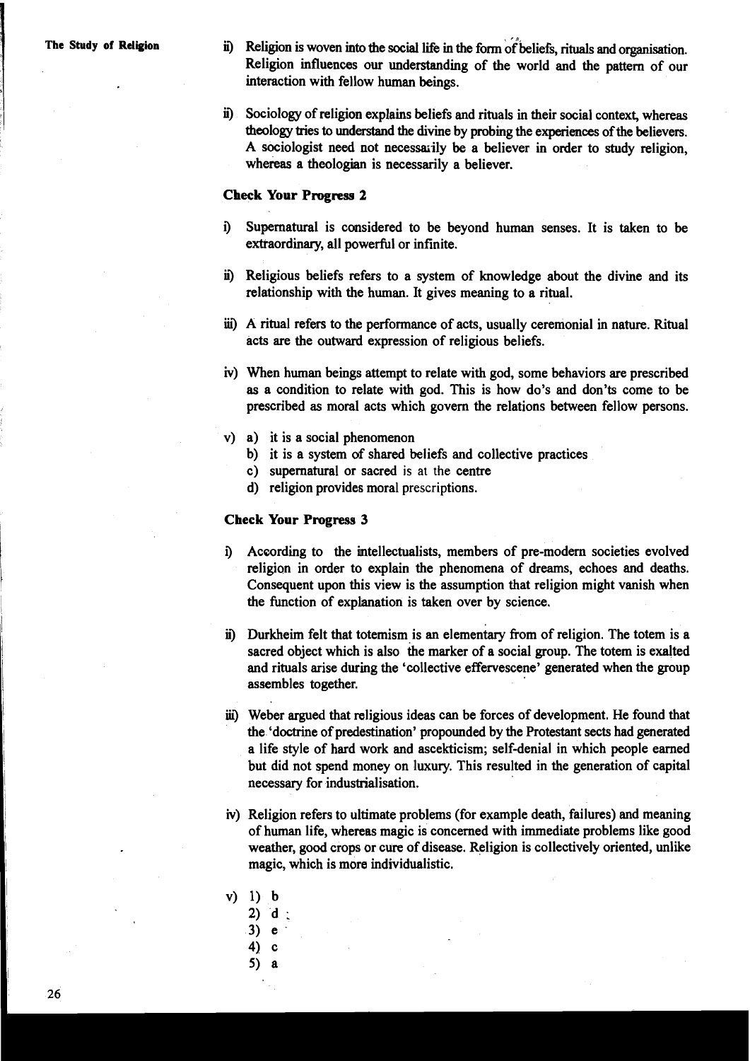ii) Religion is woven into the social life in the form of beliefs, rituals and organisation. Religion influences our understanding of the world and the pattern of our interaction with fellow human beings.

ii) Sociology of religion explains beliefs and rituals in their social context, whereas theology tries to understand the divine by probing the experiences of the believers. A sociologist need not necessarily be a believer in order to study religion, whereas a theologian is necessarily a believer.

### Check Your Progress 2

i) Supernatural is considered to be beyond human senses. It is taken to be extraordinary, all powerful or infinite.

ii) Religious beliefs refers to a system of knowledge about the divine and its relationship with the human. It gives meaning to a ritual.

iii) A ritual refers to the performance of acts, usually ceremonial in nature. Ritual acts are the outward expression of religious beliefs.

iv) When human beings attempt to relate with god, some behaviors are prescribed as a condition to relate with god. This is how do's and don'ts come to be prescribed as moral acts which govern the relations between fellow persons.

v) a) it is a social phenomenon
   b) it is a system of shared beliefs and collective practices
   c) supernatural or sacred is at the centre
   d) religion provides moral prescriptions.

### Check Your Progress 3

i) According to the intellectualists, members of pre-modern societies evolved religion in order to explain the phenomena of dreams, echoes and deaths. Consequent upon this view is the assumption that religion might vanish when the function of explanation is taken over by science.

ii) Durkheim felt that totemism is an elementary from of religion. The totem is a sacred object which is also the marker of a social group. The totem is exalted and rituals arise during the 'collective effervescene' generated when the group assembles together.

iii) Weber argued that religious ideas can be forces of development. He found that the 'doctrine of predestination' propounded by the Protestant sects had generated a life style of hard work and ascekticism; self-denial in which people earned but did not spend money on luxury. This resulted in the generation of capital necessary for industrialisation.

iv) Religion refers to ultimate problems (for example death, failures) and meaning of human life, whereas magic is concerned with immediate problems like good weather, good crops or cure of disease. Religion is collectively oriented, unlike magic, which is more individualistic.

v) 1) b
   2) d
   3) e
   4) c
   5) a